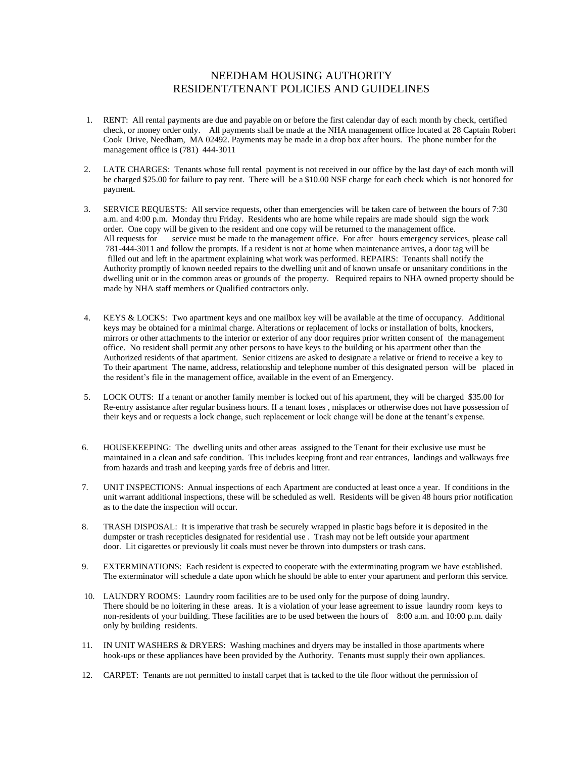# NEEDHAM HOUSING AUTHORITY
## RESIDENT/TENANT POLICIES AND GUIDELINES

1. RENT: All rental payments are due and payable on or before the first calendar day of each month by check, certified check, or money order only. All payments shall be made at the NHA management office located at 28 Captain Robert Cook Drive, Needham, MA 02492. Payments may be made in a drop box after hours. The phone number for the management office is (781) 444-3011

2. LATE CHARGES: Tenants whose full rental payment is not received in our office by the last day of each month will be charged $25.00 for failure to pay rent. There will be a $10.00 NSF charge for each check which is not honored for payment.

3. SERVICE REQUESTS: All service requests, other than emergencies will be taken care of between the hours of 7:30 a.m. and 4:00 p.m. Monday thru Friday. Residents who are home while repairs are made should sign the work order. One copy will be given to the resident and one copy will be returned to the management office. All requests for service must be made to the management office. For after hours emergency services, please call 781-444-3011 and follow the prompts. If a resident is not at home when maintenance arrives, a door tag will be filled out and left in the apartment explaining what work was performed. REPAIRS: Tenants shall notify the Authority promptly of known needed repairs to the dwelling unit and of known unsafe or unsanitary conditions in the dwelling unit or in the common areas or grounds of the property. Required repairs to NHA owned property should be made by NHA staff members or Qualified contractors only.

4. KEYS & LOCKS: Two apartment keys and one mailbox key will be available at the time of occupancy. Additional keys may be obtained for a minimal charge. Alterations or replacement of locks or installation of bolts, knockers, mirrors or other attachments to the interior or exterior of any door requires prior written consent of the management office. No resident shall permit any other persons to have keys to the building or his apartment other than the Authorized residents of that apartment. Senior citizens are asked to designate a relative or friend to receive a key to To their apartment The name, address, relationship and telephone number of this designated person will be placed in the resident's file in the management office, available in the event of an Emergency.

5. LOCK OUTS: If a tenant or another family member is locked out of his apartment, they will be charged $35.00 for Re-entry assistance after regular business hours. If a tenant loses , misplaces or otherwise does not have possession of their keys and or requests a lock change, such replacement or lock change will be done at the tenant's expense.

6. HOUSEKEEPING: The dwelling units and other areas assigned to the Tenant for their exclusive use must be maintained in a clean and safe condition. This includes keeping front and rear entrances, landings and walkways free from hazards and trash and keeping yards free of debris and litter.

7. UNIT INSPECTIONS: Annual inspections of each Apartment are conducted at least once a year. If conditions in the unit warrant additional inspections, these will be scheduled as well. Residents will be given 48 hours prior notification as to the date the inspection will occur.

8. TRASH DISPOSAL: It is imperative that trash be securely wrapped in plastic bags before it is deposited in the dumpster or trash recepticles designated for residential use . Trash may not be left outside your apartment door. Lit cigarettes or previously lit coals must never be thrown into dumpsters or trash cans.

9. EXTERMINATIONS: Each resident is expected to cooperate with the exterminating program we have established. The exterminator will schedule a date upon which he should be able to enter your apartment and perform this service.

10. LAUNDRY ROOMS: Laundry room facilities are to be used only for the purpose of doing laundry. There should be no loitering in these areas. It is a violation of your lease agreement to issue laundry room keys to non-residents of your building. These facilities are to be used between the hours of 8:00 a.m. and 10:00 p.m. daily only by building residents.

11. IN UNIT WASHERS & DRYERS: Washing machines and dryers may be installed in those apartments where hook-ups or these appliances have been provided by the Authority. Tenants must supply their own appliances.

12. CARPET: Tenants are not permitted to install carpet that is tacked to the tile floor without the permission of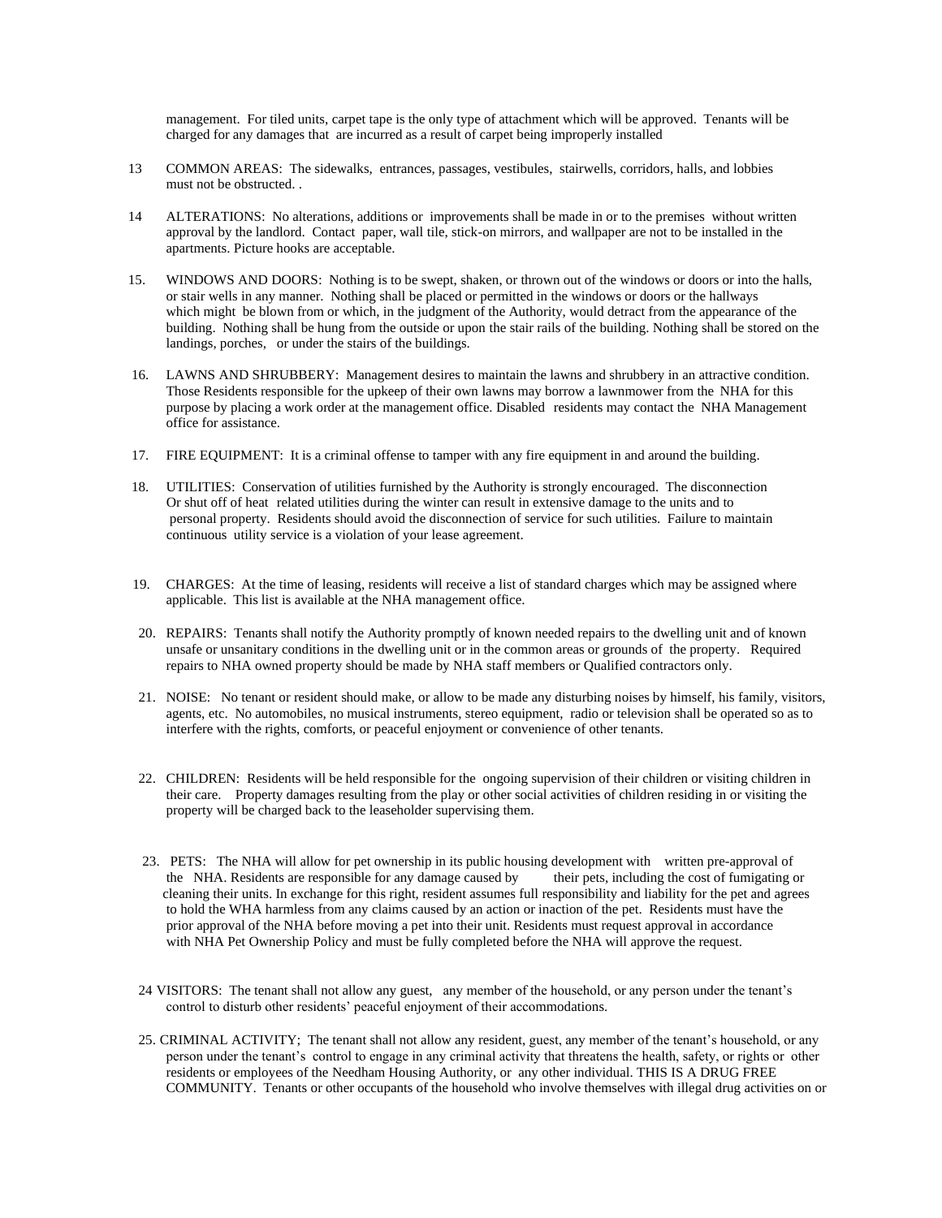management. For tiled units, carpet tape is the only type of attachment which will be approved. Tenants will be charged for any damages that are incurred as a result of carpet being improperly installed

13 COMMON AREAS: The sidewalks, entrances, passages, vestibules, stairwells, corridors, halls, and lobbies must not be obstructed. .

14 ALTERATIONS: No alterations, additions or improvements shall be made in or to the premises without written approval by the landlord. Contact paper, wall tile, stick-on mirrors, and wallpaper are not to be installed in the apartments. Picture hooks are acceptable.

15. WINDOWS AND DOORS: Nothing is to be swept, shaken, or thrown out of the windows or doors or into the halls, or stair wells in any manner. Nothing shall be placed or permitted in the windows or doors or the hallways which might be blown from or which, in the judgment of the Authority, would detract from the appearance of the building. Nothing shall be hung from the outside or upon the stair rails of the building. Nothing shall be stored on the landings, porches, or under the stairs of the buildings.

16. LAWNS AND SHRUBBERY: Management desires to maintain the lawns and shrubbery in an attractive condition. Those Residents responsible for the upkeep of their own lawns may borrow a lawnmower from the NHA for this purpose by placing a work order at the management office. Disabled residents may contact the NHA Management office for assistance.

17. FIRE EQUIPMENT: It is a criminal offense to tamper with any fire equipment in and around the building.

18. UTILITIES: Conservation of utilities furnished by the Authority is strongly encouraged. The disconnection Or shut off of heat related utilities during the winter can result in extensive damage to the units and to personal property. Residents should avoid the disconnection of service for such utilities. Failure to maintain continuous utility service is a violation of your lease agreement.

19. CHARGES: At the time of leasing, residents will receive a list of standard charges which may be assigned where applicable. This list is available at the NHA management office.

20. REPAIRS: Tenants shall notify the Authority promptly of known needed repairs to the dwelling unit and of known unsafe or unsanitary conditions in the dwelling unit or in the common areas or grounds of the property. Required repairs to NHA owned property should be made by NHA staff members or Qualified contractors only.

21. NOISE: No tenant or resident should make, or allow to be made any disturbing noises by himself, his family, visitors, agents, etc. No automobiles, no musical instruments, stereo equipment, radio or television shall be operated so as to interfere with the rights, comforts, or peaceful enjoyment or convenience of other tenants.

22. CHILDREN: Residents will be held responsible for the ongoing supervision of their children or visiting children in their care. Property damages resulting from the play or other social activities of children residing in or visiting the property will be charged back to the leaseholder supervising them.

23. PETS: The NHA will allow for pet ownership in its public housing development with written pre-approval of the NHA. Residents are responsible for any damage caused by their pets, including the cost of fumigating or cleaning their units. In exchange for this right, resident assumes full responsibility and liability for the pet and agrees to hold the WHA harmless from any claims caused by an action or inaction of the pet. Residents must have the prior approval of the NHA before moving a pet into their unit. Residents must request approval in accordance with NHA Pet Ownership Policy and must be fully completed before the NHA will approve the request.

24 VISITORS: The tenant shall not allow any guest, any member of the household, or any person under the tenant's control to disturb other residents' peaceful enjoyment of their accommodations.

25. CRIMINAL ACTIVITY; The tenant shall not allow any resident, guest, any member of the tenant's household, or any person under the tenant's control to engage in any criminal activity that threatens the health, safety, or rights or other residents or employees of the Needham Housing Authority, or any other individual. THIS IS A DRUG FREE COMMUNITY. Tenants or other occupants of the household who involve themselves with illegal drug activities on or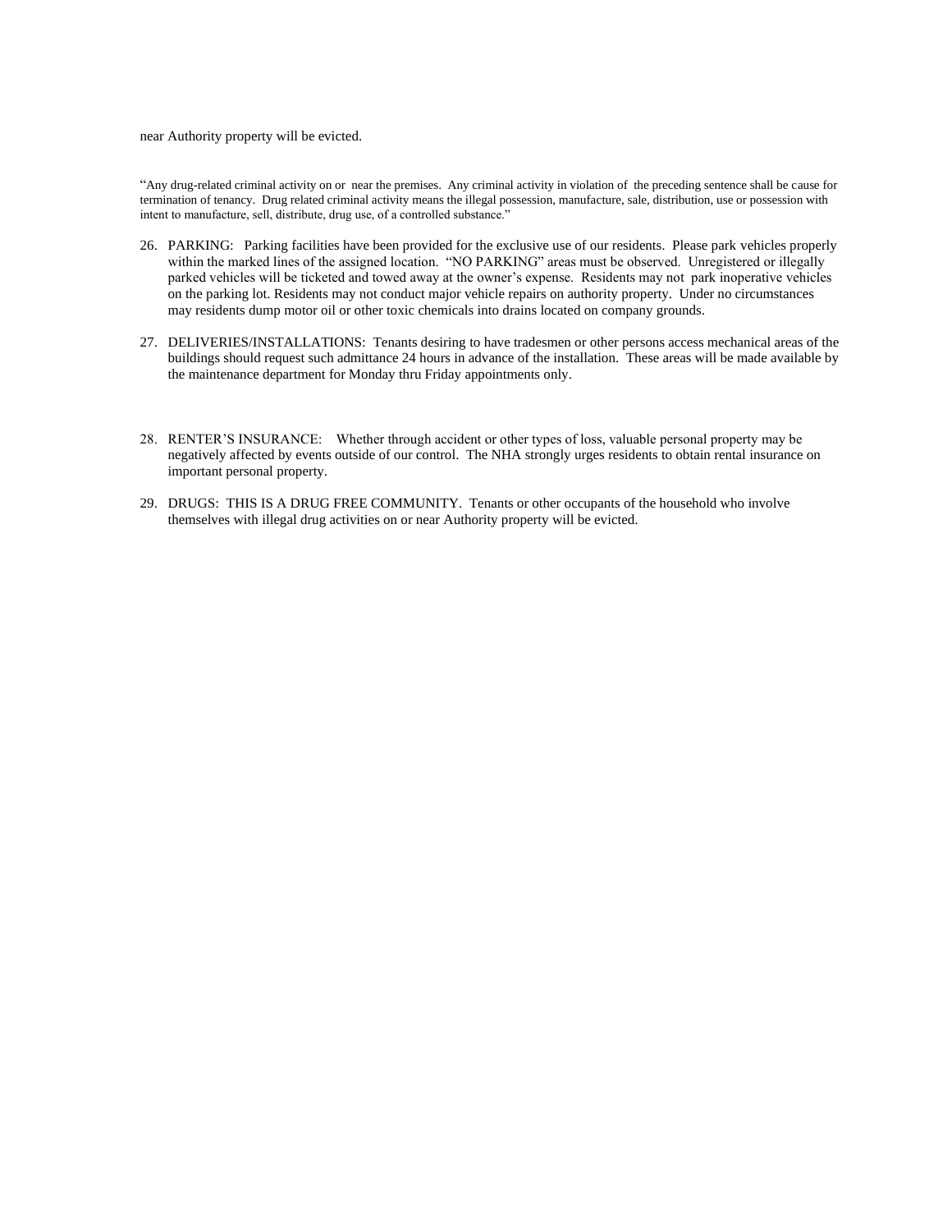near Authority property will be evicted.

"Any drug-related criminal activity on or near the premises. Any criminal activity in violation of the preceding sentence shall be cause for termination of tenancy. Drug related criminal activity means the illegal possession, manufacture, sale, distribution, use or possession with intent to manufacture, sell, distribute, drug use, of a controlled substance."

26. PARKING: Parking facilities have been provided for the exclusive use of our residents. Please park vehicles properly within the marked lines of the assigned location. "NO PARKING" areas must be observed. Unregistered or illegally parked vehicles will be ticketed and towed away at the owner's expense. Residents may not park inoperative vehicles on the parking lot. Residents may not conduct major vehicle repairs on authority property. Under no circumstances may residents dump motor oil or other toxic chemicals into drains located on company grounds.

27. DELIVERIES/INSTALLATIONS: Tenants desiring to have tradesmen or other persons access mechanical areas of the buildings should request such admittance 24 hours in advance of the installation. These areas will be made available by the maintenance department for Monday thru Friday appointments only.

28. RENTER'S INSURANCE: Whether through accident or other types of loss, valuable personal property may be negatively affected by events outside of our control. The NHA strongly urges residents to obtain rental insurance on important personal property.

29. DRUGS: THIS IS A DRUG FREE COMMUNITY. Tenants or other occupants of the household who involve themselves with illegal drug activities on or near Authority property will be evicted.